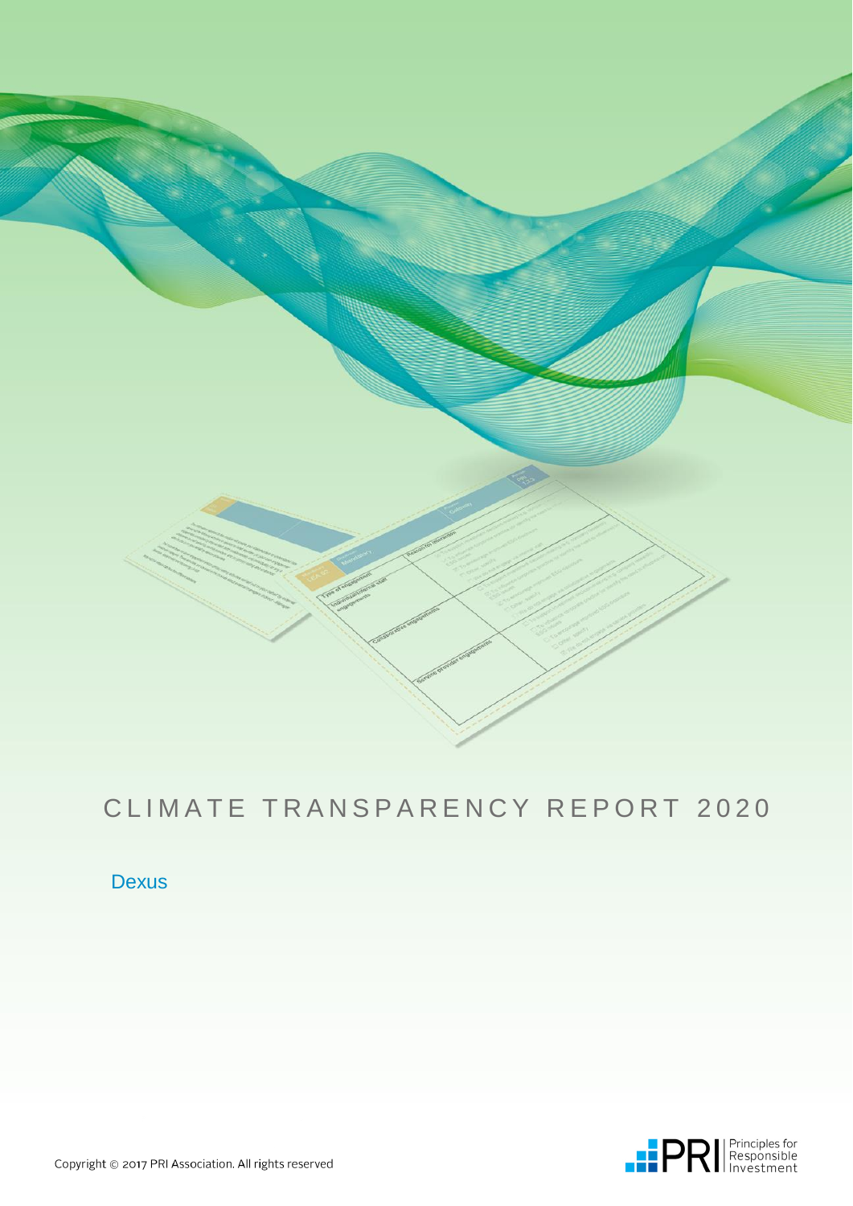# CLIMATE TRANSPARENCY REPORT 2020

Dexus

Copyright © 2017 PRI Association. All rights reserved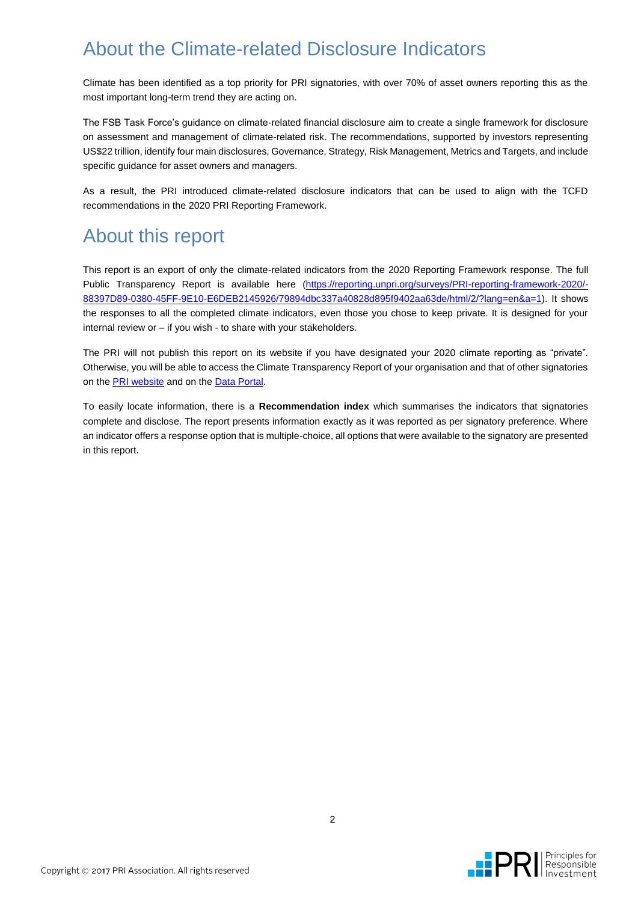# About the Climate-related Disclosure Indicators

Climate has been identified as a top priority for PRI signatories, with over 70% of asset owners reporting this as the most important long-term trend they are acting on.

The FSB Task Force's guidance on climate-related financial disclosure aim to create a single framework for disclosure on assessment and management of climate-related risk. The recommendations, supported by investors representing US$22 trillion, identify four main disclosures, Governance, Strategy, Risk Management, Metrics and Targets, and include specific guidance for asset owners and managers.

As a result, the PRI introduced climate-related disclosure indicators that can be used to align with the TCFD recommendations in the 2020 PRI Reporting Framework.

# About this report

This report is an export of only the climate-related indicators from the 2020 Reporting Framework response. The full Public Transparency Report is available here (https://reporting.unpri.org/surveys/PRI-reporting-framework-2020/-88397D89-0380-45FF-9E10-E6DEB2145926/79894dbc337a40828d895f9402aa63de/html/2/?lang=en&a=1). It shows the responses to all the completed climate indicators, even those you chose to keep private. It is designed for your internal review or – if you wish - to share with your stakeholders.

The PRI will not publish this report on its website if you have designated your 2020 climate reporting as "private". Otherwise, you will be able to access the Climate Transparency Report of your organisation and that of other signatories on the PRI website and on the Data Portal.

To easily locate information, there is a **Recommendation index** which summarises the indicators that signatories complete and disclose. The report presents information exactly as it was reported as per signatory preference. Where an indicator offers a response option that is multiple-choice, all options that were available to the signatory are presented in this report.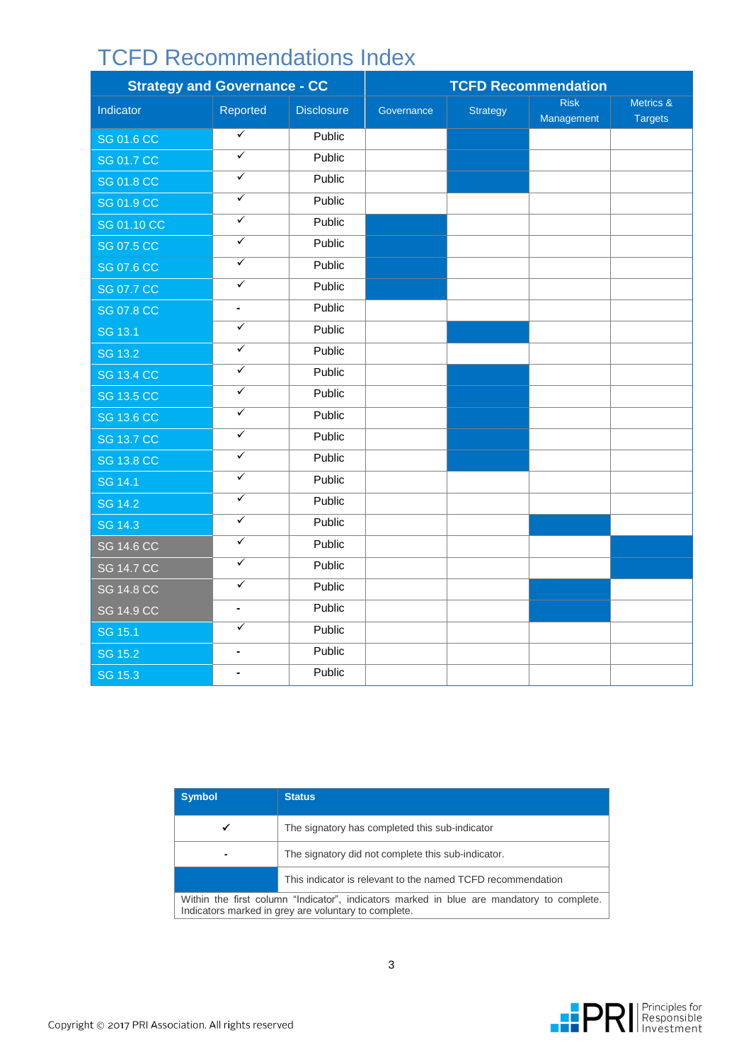# TCFD Recommendations Index

| Strategy and Governance - CC | | | TCFD Recommendation | | | |
|---|---|---|---|---|---|---|
| Indicator | Reported | Disclosure | Governance | Strategy | Risk Management | Metrics & Targets |
| SG 01.6 CC | ✓ | Public | | ■ | | |
| SG 01.7 CC | ✓ | Public | | ■ | | |
| SG 01.8 CC | ✓ | Public | | ■ | | |
| SG 01.9 CC | ✓ | Public | | | | |
| SG 01.10 CC | ✓ | Public | ■ | | | |
| SG 07.5 CC | ✓ | Public | ■ | | | |
| SG 07.6 CC | ✓ | Public | ■ | | | |
| SG 07.7 CC | ✓ | Public | ■ | | | |
| SG 07.8 CC | - | Public | | | | |
| SG 13.1 | ✓ | Public | | ■ | | |
| SG 13.2 | ✓ | Public | | | | |
| SG 13.4 CC | ✓ | Public | | ■ | | |
| SG 13.5 CC | ✓ | Public | | ■ | | |
| SG 13.6 CC | ✓ | Public | | ■ | | |
| SG 13.7 CC | ✓ | Public | | ■ | | |
| SG 13.8 CC | ✓ | Public | | ■ | | |
| SG 14.1 | ✓ | Public | | | | |
| SG 14.2 | ✓ | Public | | | | |
| SG 14.3 | ✓ | Public | | | ■ | |
| SG 14.6 CC | ✓ | Public | | | | ■ |
| SG 14.7 CC | ✓ | Public | | | | ■ |
| SG 14.8 CC | ✓ | Public | | | ■ | |
| SG 14.9 CC | - | Public | | | ■ | |
| SG 15.1 | ✓ | Public | | | | |
| SG 15.2 | - | Public | | | | |
| SG 15.3 | - | Public | | | | |

| Symbol | Status |
|---|---|
| ✓ | The signatory has completed this sub-indicator |
| - | The signatory did not complete this sub-indicator. |
| ■ | This indicator is relevant to the named TCFD recommendation |

Within the first column "Indicator", indicators marked in blue are mandatory to complete. Indicators marked in grey are voluntary to complete.

Copyright © 2017 PRI Association. All rights reserved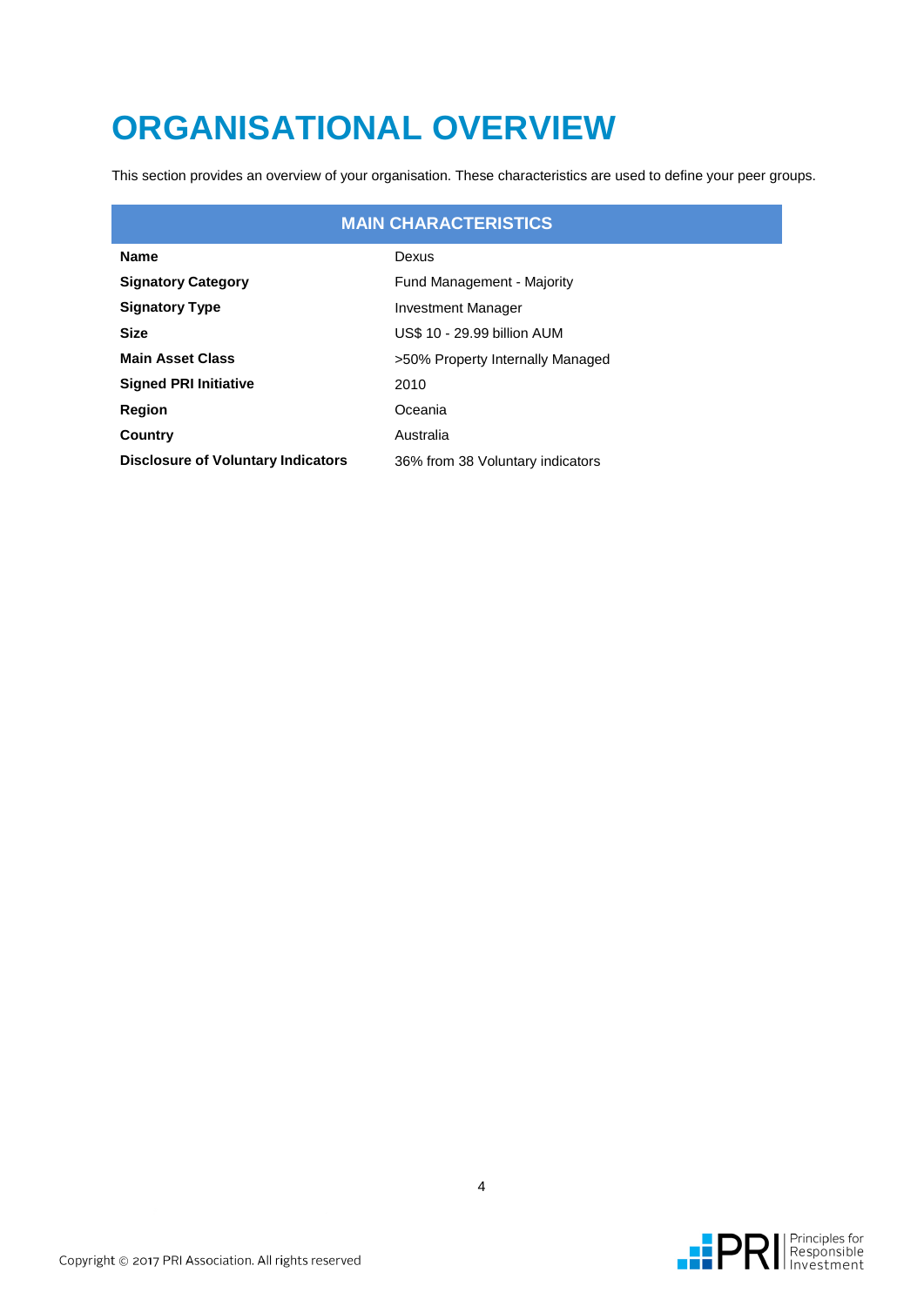# ORGANISATIONAL OVERVIEW

This section provides an overview of your organisation. These characteristics are used to define your peer groups.

| MAIN CHARACTERISTICS | |
|---|---|
| **Name** | Dexus |
| **Signatory Category** | Fund Management - Majority |
| **Signatory Type** | Investment Manager |
| **Size** | US$ 10 - 29.99 billion AUM |
| **Main Asset Class** | >50% Property Internally Managed |
| **Signed PRI Initiative** | 2010 |
| **Region** | Oceania |
| **Country** | Australia |
| **Disclosure of Voluntary Indicators** | 36% from 38 Voluntary indicators |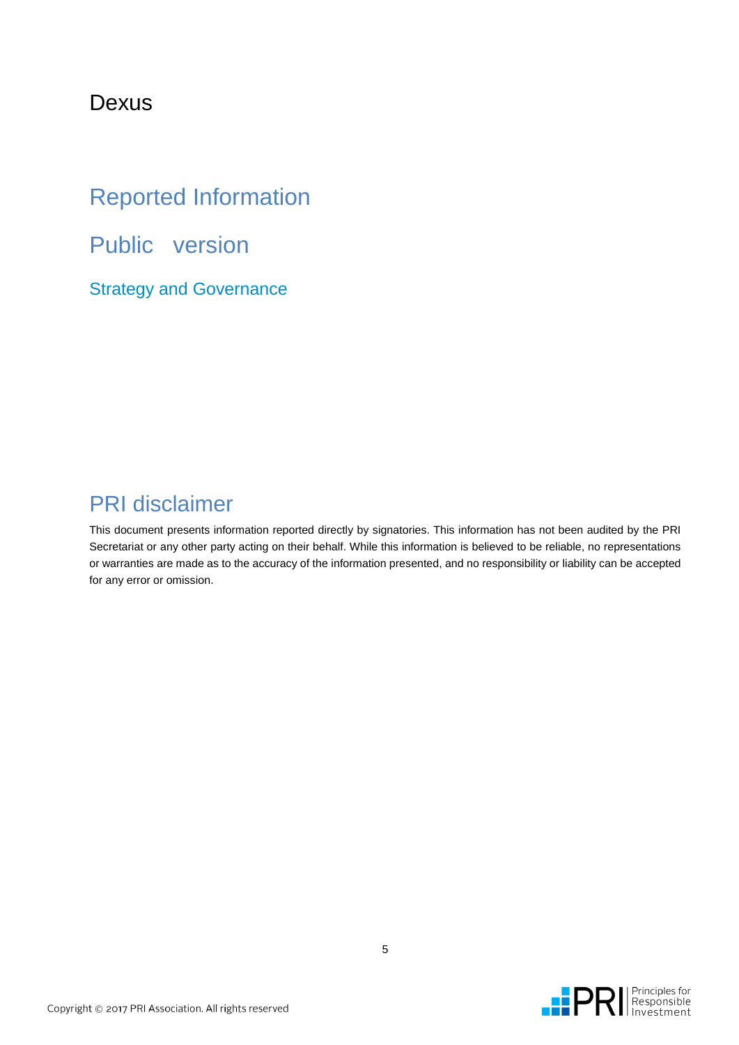# Dexus

## Reported Information

## Public version

### Strategy and Governance

## PRI disclaimer

This document presents information reported directly by signatories. This information has not been audited by the PRI Secretariat or any other party acting on their behalf. While this information is believed to be reliable, no representations or warranties are made as to the accuracy of the information presented, and no responsibility or liability can be accepted for any error or omission.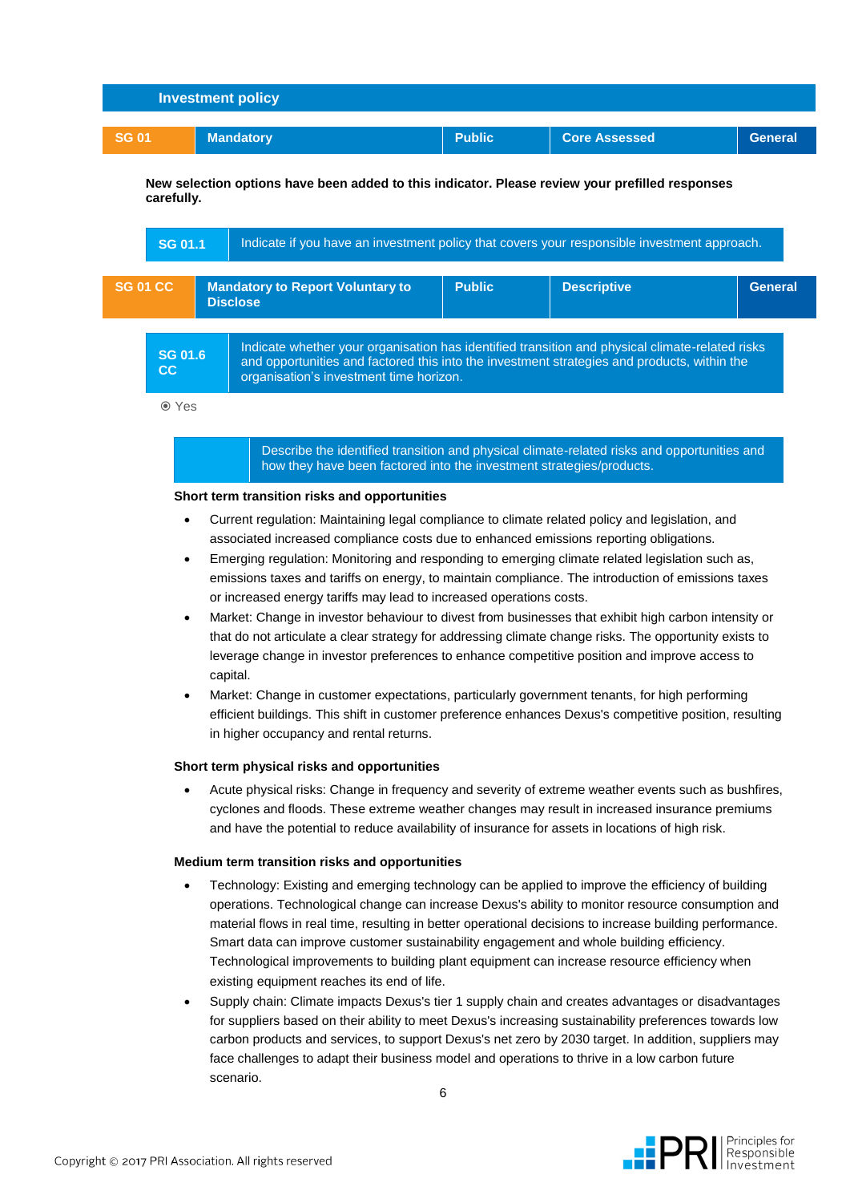## Investment policy

| SG 01 | Mandatory | Public | Core Assessed | General |
|---|---|---|---|---|

**New selection options have been added to this indicator. Please review your prefilled responses carefully.**

| SG 01.1 | Indicate if you have an investment policy that covers your responsible investment approach. |
|---|---|

| SG 01 CC | Mandatory to Report Voluntary to Disclose | Public | Descriptive | General |
|---|---|---|---|---|

| SG 01.6 CC | Indicate whether your organisation has identified transition and physical climate-related risks and opportunities and factored this into the investment strategies and products, within the organisation's investment time horizon. |
|---|---|

⦿ Yes

| | Describe the identified transition and physical climate-related risks and opportunities and how they have been factored into the investment strategies/products. |
|---|---|

**Short term transition risks and opportunities**

- Current regulation: Maintaining legal compliance to climate related policy and legislation, and associated increased compliance costs due to enhanced emissions reporting obligations.
- Emerging regulation: Monitoring and responding to emerging climate related legislation such as, emissions taxes and tariffs on energy, to maintain compliance. The introduction of emissions taxes or increased energy tariffs may lead to increased operations costs.
- Market: Change in investor behaviour to divest from businesses that exhibit high carbon intensity or that do not articulate a clear strategy for addressing climate change risks. The opportunity exists to leverage change in investor preferences to enhance competitive position and improve access to capital.
- Market: Change in customer expectations, particularly government tenants, for high performing efficient buildings. This shift in customer preference enhances Dexus's competitive position, resulting in higher occupancy and rental returns.

**Short term physical risks and opportunities**

- Acute physical risks: Change in frequency and severity of extreme weather events such as bushfires, cyclones and floods. These extreme weather changes may result in increased insurance premiums and have the potential to reduce availability of insurance for assets in locations of high risk.

**Medium term transition risks and opportunities**

- Technology: Existing and emerging technology can be applied to improve the efficiency of building operations. Technological change can increase Dexus's ability to monitor resource consumption and material flows in real time, resulting in better operational decisions to increase building performance. Smart data can improve customer sustainability engagement and whole building efficiency. Technological improvements to building plant equipment can increase resource efficiency when existing equipment reaches its end of life.
- Supply chain: Climate impacts Dexus's tier 1 supply chain and creates advantages or disadvantages for suppliers based on their ability to meet Dexus's increasing sustainability preferences towards low carbon products and services, to support Dexus's net zero by 2030 target. In addition, suppliers may face challenges to adapt their business model and operations to thrive in a low carbon future scenario.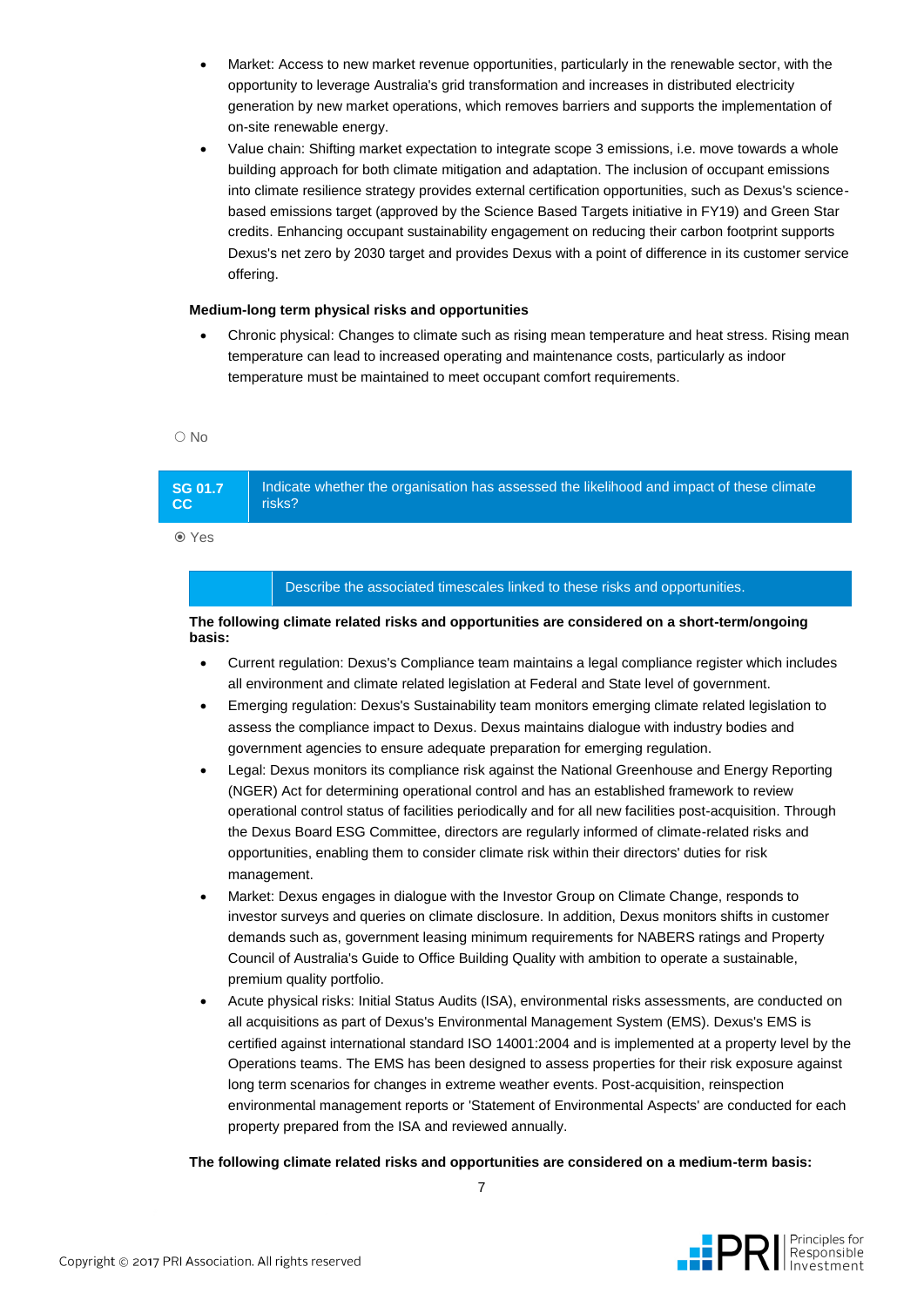- Market: Access to new market revenue opportunities, particularly in the renewable sector, with the opportunity to leverage Australia's grid transformation and increases in distributed electricity generation by new market operations, which removes barriers and supports the implementation of on-site renewable energy.
- Value chain: Shifting market expectation to integrate scope 3 emissions, i.e. move towards a whole building approach for both climate mitigation and adaptation. The inclusion of occupant emissions into climate resilience strategy provides external certification opportunities, such as Dexus's science-based emissions target (approved by the Science Based Targets initiative in FY19) and Green Star credits. Enhancing occupant sustainability engagement on reducing their carbon footprint supports Dexus's net zero by 2030 target and provides Dexus with a point of difference in its customer service offering.

**Medium-long term physical risks and opportunities**

- Chronic physical: Changes to climate such as rising mean temperature and heat stress. Rising mean temperature can lead to increased operating and maintenance costs, particularly as indoor temperature must be maintained to meet occupant comfort requirements.

○ No

| SG 01.7 CC | Indicate whether the organisation has assessed the likelihood and impact of these climate risks? |
|---|---|

⦿ Yes

| | Describe the associated timescales linked to these risks and opportunities. |
|---|---|

**The following climate related risks and opportunities are considered on a short-term/ongoing basis:**

- Current regulation: Dexus's Compliance team maintains a legal compliance register which includes all environment and climate related legislation at Federal and State level of government.
- Emerging regulation: Dexus's Sustainability team monitors emerging climate related legislation to assess the compliance impact to Dexus. Dexus maintains dialogue with industry bodies and government agencies to ensure adequate preparation for emerging regulation.
- Legal: Dexus monitors its compliance risk against the National Greenhouse and Energy Reporting (NGER) Act for determining operational control and has an established framework to review operational control status of facilities periodically and for all new facilities post-acquisition. Through the Dexus Board ESG Committee, directors are regularly informed of climate-related risks and opportunities, enabling them to consider climate risk within their directors' duties for risk management.
- Market: Dexus engages in dialogue with the Investor Group on Climate Change, responds to investor surveys and queries on climate disclosure. In addition, Dexus monitors shifts in customer demands such as, government leasing minimum requirements for NABERS ratings and Property Council of Australia's Guide to Office Building Quality with ambition to operate a sustainable, premium quality portfolio.
- Acute physical risks: Initial Status Audits (ISA), environmental risks assessments, are conducted on all acquisitions as part of Dexus's Environmental Management System (EMS). Dexus's EMS is certified against international standard ISO 14001:2004 and is implemented at a property level by the Operations teams. The EMS has been designed to assess properties for their risk exposure against long term scenarios for changes in extreme weather events. Post-acquisition, reinspection environmental management reports or 'Statement of Environmental Aspects' are conducted for each property prepared from the ISA and reviewed annually.

**The following climate related risks and opportunities are considered on a medium-term basis:**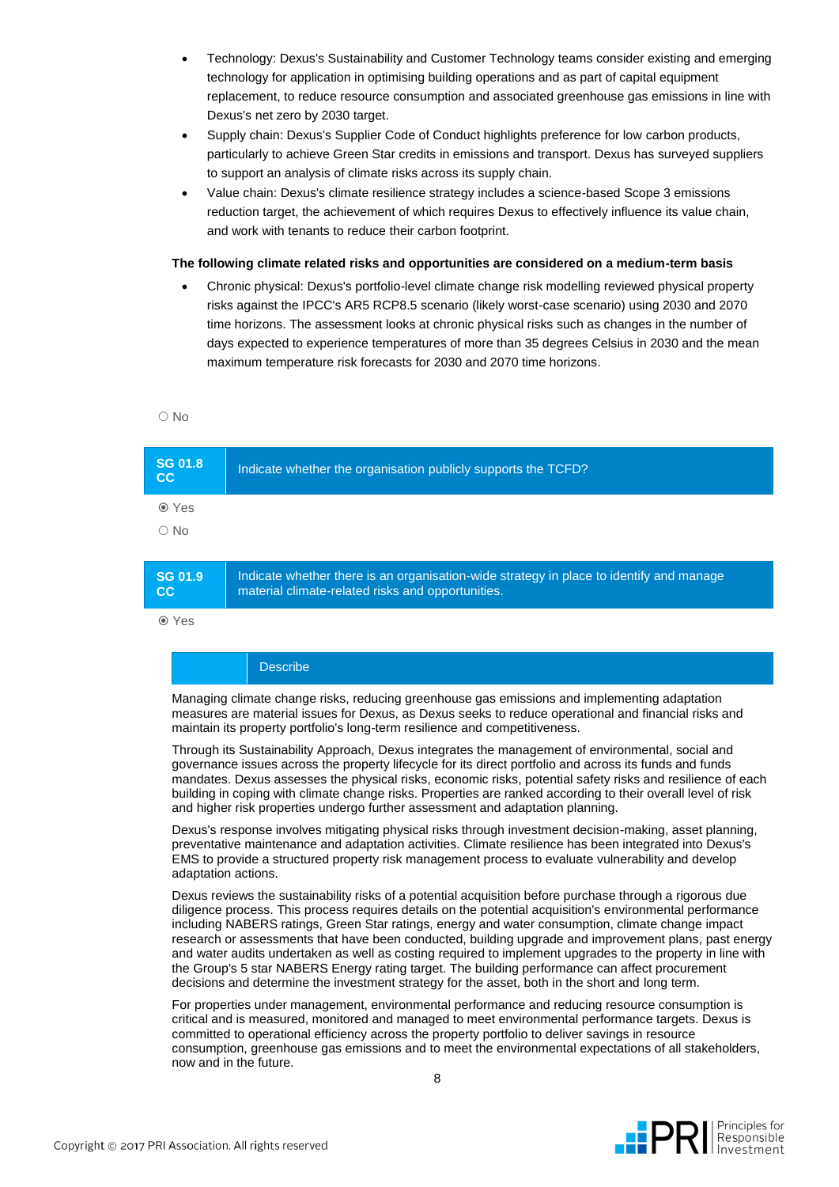- Technology: Dexus's Sustainability and Customer Technology teams consider existing and emerging technology for application in optimising building operations and as part of capital equipment replacement, to reduce resource consumption and associated greenhouse gas emissions in line with Dexus's net zero by 2030 target.
- Supply chain: Dexus's Supplier Code of Conduct highlights preference for low carbon products, particularly to achieve Green Star credits in emissions and transport. Dexus has surveyed suppliers to support an analysis of climate risks across its supply chain.
- Value chain: Dexus's climate resilience strategy includes a science-based Scope 3 emissions reduction target, the achievement of which requires Dexus to effectively influence its value chain, and work with tenants to reduce their carbon footprint.

**The following climate related risks and opportunities are considered on a medium-term basis**

- Chronic physical: Dexus's portfolio-level climate change risk modelling reviewed physical property risks against the IPCC's AR5 RCP8.5 scenario (likely worst-case scenario) using 2030 and 2070 time horizons. The assessment looks at chronic physical risks such as changes in the number of days expected to experience temperatures of more than 35 degrees Celsius in 2030 and the mean maximum temperature risk forecasts for 2030 and 2070 time horizons.

○ No

| SG 01.8 CC | Indicate whether the organisation publicly supports the TCFD? |
|---|---|

◉ Yes

○ No

| SG 01.9 CC | Indicate whether there is an organisation-wide strategy in place to identify and manage material climate-related risks and opportunities. |
|---|---|

◉ Yes

| | Describe |
|---|---|

Managing climate change risks, reducing greenhouse gas emissions and implementing adaptation measures are material issues for Dexus, as Dexus seeks to reduce operational and financial risks and maintain its property portfolio's long-term resilience and competitiveness.

Through its Sustainability Approach, Dexus integrates the management of environmental, social and governance issues across the property lifecycle for its direct portfolio and across its funds and funds mandates. Dexus assesses the physical risks, economic risks, potential safety risks and resilience of each building in coping with climate change risks. Properties are ranked according to their overall level of risk and higher risk properties undergo further assessment and adaptation planning.

Dexus's response involves mitigating physical risks through investment decision-making, asset planning, preventative maintenance and adaptation activities. Climate resilience has been integrated into Dexus's EMS to provide a structured property risk management process to evaluate vulnerability and develop adaptation actions.

Dexus reviews the sustainability risks of a potential acquisition before purchase through a rigorous due diligence process. This process requires details on the potential acquisition's environmental performance including NABERS ratings, Green Star ratings, energy and water consumption, climate change impact research or assessments that have been conducted, building upgrade and improvement plans, past energy and water audits undertaken as well as costing required to implement upgrades to the property in line with the Group's 5 star NABERS Energy rating target. The building performance can affect procurement decisions and determine the investment strategy for the asset, both in the short and long term.

For properties under management, environmental performance and reducing resource consumption is critical and is measured, monitored and managed to meet environmental performance targets. Dexus is committed to operational efficiency across the property portfolio to deliver savings in resource consumption, greenhouse gas emissions and to meet the environmental expectations of all stakeholders, now and in the future.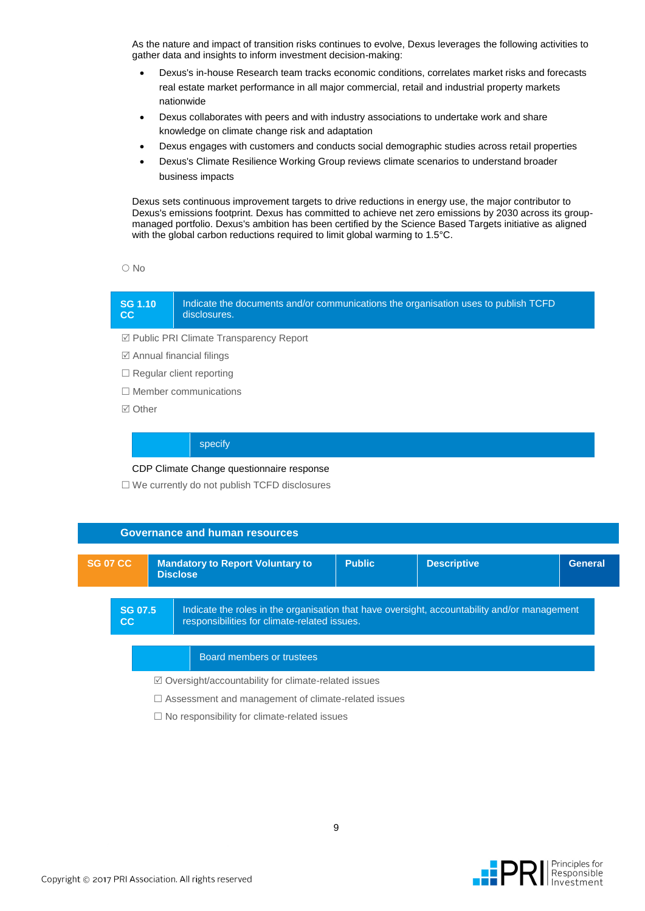As the nature and impact of transition risks continues to evolve, Dexus leverages the following activities to gather data and insights to inform investment decision-making:

- Dexus's in-house Research team tracks economic conditions, correlates market risks and forecasts real estate market performance in all major commercial, retail and industrial property markets nationwide
- Dexus collaborates with peers and with industry associations to undertake work and share knowledge on climate change risk and adaptation
- Dexus engages with customers and conducts social demographic studies across retail properties
- Dexus's Climate Resilience Working Group reviews climate scenarios to understand broader business impacts

Dexus sets continuous improvement targets to drive reductions in energy use, the major contributor to Dexus's emissions footprint. Dexus has committed to achieve net zero emissions by 2030 across its group-managed portfolio. Dexus's ambition has been certified by the Science Based Targets initiative as aligned with the global carbon reductions required to limit global warming to 1.5°C.

○ No

| SG 1.10 CC | Indicate the documents and/or communications the organisation uses to publish TCFD disclosures. |
|---|---|

☑ Public PRI Climate Transparency Report

☑ Annual financial filings

☐ Regular client reporting

☐ Member communications

☑ Other

| | specify |
|---|---|

CDP Climate Change questionnaire response

☐ We currently do not publish TCFD disclosures

## Governance and human resources

| SG 07 CC | Mandatory to Report Voluntary to Disclose | Public | Descriptive | General |
|---|---|---|---|---|

| SG 07.5 CC | Indicate the roles in the organisation that have oversight, accountability and/or management responsibilities for climate-related issues. |
|---|---|

| | Board members or trustees |
|---|---|

☑ Oversight/accountability for climate-related issues

☐ Assessment and management of climate-related issues

☐ No responsibility for climate-related issues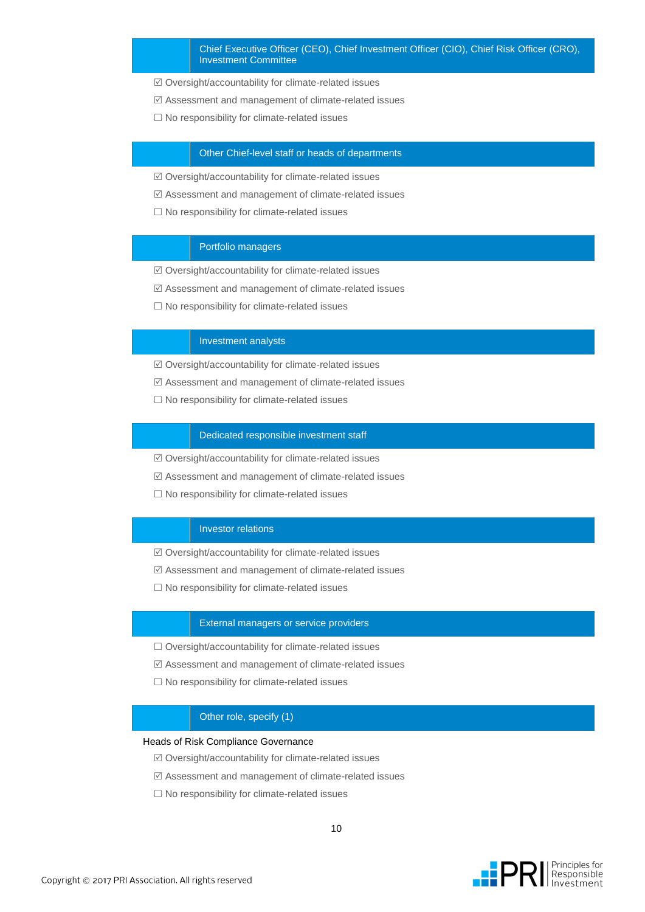| | Chief Executive Officer (CEO), Chief Investment Officer (CIO), Chief Risk Officer (CRO), Investment Committee |
|---|---|

☑ Oversight/accountability for climate-related issues

☑ Assessment and management of climate-related issues

☐ No responsibility for climate-related issues

| | Other Chief-level staff or heads of departments |
|---|---|

☑ Oversight/accountability for climate-related issues

☑ Assessment and management of climate-related issues

☐ No responsibility for climate-related issues

| | Portfolio managers |
|---|---|

☑ Oversight/accountability for climate-related issues

☑ Assessment and management of climate-related issues

☐ No responsibility for climate-related issues

| | Investment analysts |
|---|---|

☑ Oversight/accountability for climate-related issues

☑ Assessment and management of climate-related issues

☐ No responsibility for climate-related issues

| | Dedicated responsible investment staff |
|---|---|

☑ Oversight/accountability for climate-related issues

☑ Assessment and management of climate-related issues

☐ No responsibility for climate-related issues

| | Investor relations |
|---|---|

☑ Oversight/accountability for climate-related issues

☑ Assessment and management of climate-related issues

☐ No responsibility for climate-related issues

| | External managers or service providers |
|---|---|

☐ Oversight/accountability for climate-related issues

☑ Assessment and management of climate-related issues

☐ No responsibility for climate-related issues

| | Other role, specify (1) |
|---|---|

Heads of Risk Compliance Governance

☑ Oversight/accountability for climate-related issues

☑ Assessment and management of climate-related issues

☐ No responsibility for climate-related issues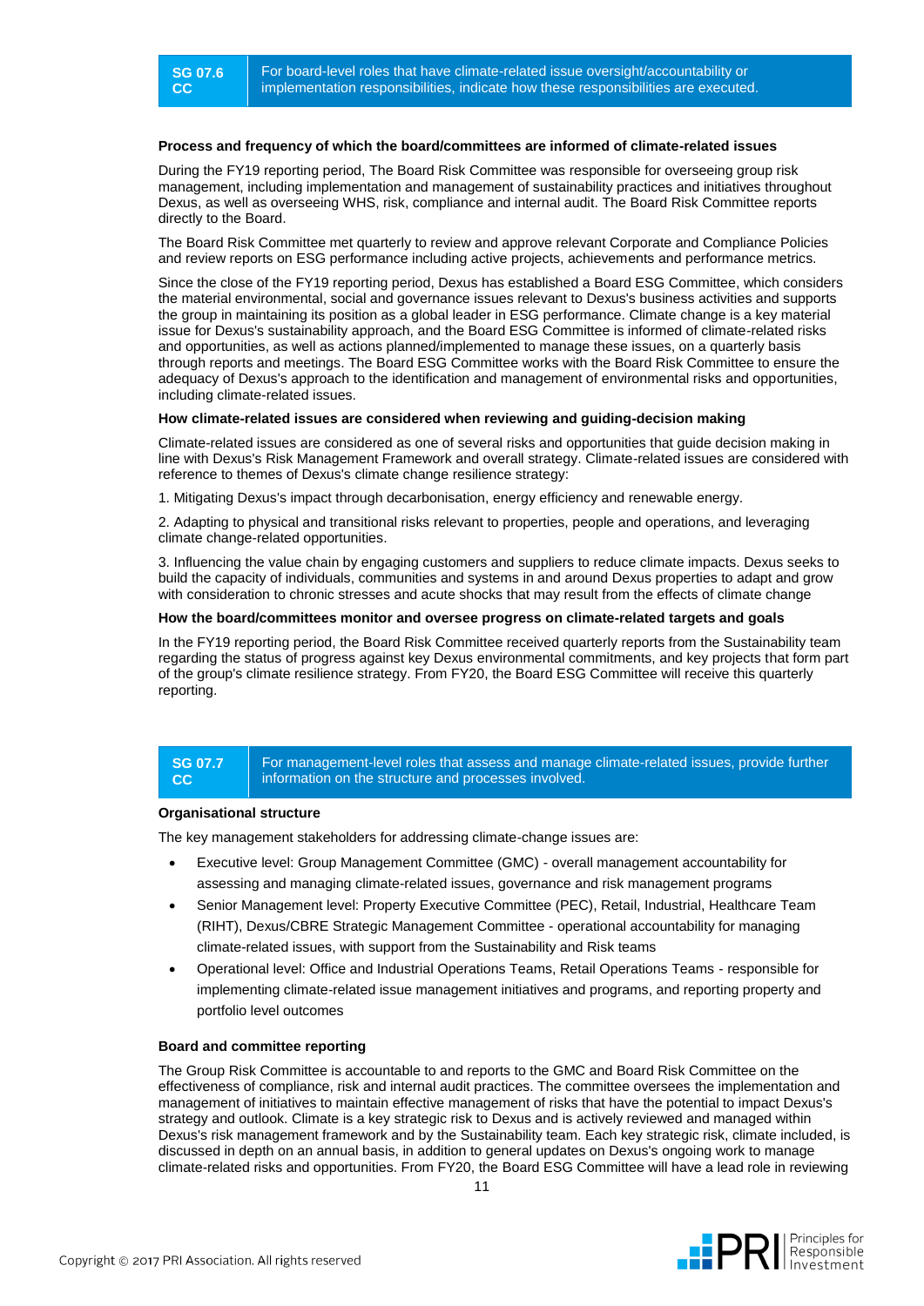| SG 07.6 CC | For board-level roles that have climate-related issue oversight/accountability or implementation responsibilities, indicate how these responsibilities are executed. |
|---|---|

**Process and frequency of which the board/committees are informed of climate-related issues**

During the FY19 reporting period, The Board Risk Committee was responsible for overseeing group risk management, including implementation and management of sustainability practices and initiatives throughout Dexus, as well as overseeing WHS, risk, compliance and internal audit. The Board Risk Committee reports directly to the Board.

The Board Risk Committee met quarterly to review and approve relevant Corporate and Compliance Policies and review reports on ESG performance including active projects, achievements and performance metrics.

Since the close of the FY19 reporting period, Dexus has established a Board ESG Committee, which considers the material environmental, social and governance issues relevant to Dexus's business activities and supports the group in maintaining its position as a global leader in ESG performance. Climate change is a key material issue for Dexus's sustainability approach, and the Board ESG Committee is informed of climate-related risks and opportunities, as well as actions planned/implemented to manage these issues, on a quarterly basis through reports and meetings. The Board ESG Committee works with the Board Risk Committee to ensure the adequacy of Dexus's approach to the identification and management of environmental risks and opportunities, including climate-related issues.

**How climate-related issues are considered when reviewing and guiding-decision making**

Climate-related issues are considered as one of several risks and opportunities that guide decision making in line with Dexus's Risk Management Framework and overall strategy. Climate-related issues are considered with reference to themes of Dexus's climate change resilience strategy:

1. Mitigating Dexus's impact through decarbonisation, energy efficiency and renewable energy.

2. Adapting to physical and transitional risks relevant to properties, people and operations, and leveraging climate change-related opportunities.

3. Influencing the value chain by engaging customers and suppliers to reduce climate impacts. Dexus seeks to build the capacity of individuals, communities and systems in and around Dexus properties to adapt and grow with consideration to chronic stresses and acute shocks that may result from the effects of climate change

**How the board/committees monitor and oversee progress on climate-related targets and goals**

In the FY19 reporting period, the Board Risk Committee received quarterly reports from the Sustainability team regarding the status of progress against key Dexus environmental commitments, and key projects that form part of the group's climate resilience strategy. From FY20, the Board ESG Committee will receive this quarterly reporting.

| SG 07.7 CC | For management-level roles that assess and manage climate-related issues, provide further information on the structure and processes involved. |
|---|---|

**Organisational structure**

The key management stakeholders for addressing climate-change issues are:

- Executive level: Group Management Committee (GMC) - overall management accountability for assessing and managing climate-related issues, governance and risk management programs
- Senior Management level: Property Executive Committee (PEC), Retail, Industrial, Healthcare Team (RIHT), Dexus/CBRE Strategic Management Committee - operational accountability for managing climate-related issues, with support from the Sustainability and Risk teams
- Operational level: Office and Industrial Operations Teams, Retail Operations Teams - responsible for implementing climate-related issue management initiatives and programs, and reporting property and portfolio level outcomes

**Board and committee reporting**

The Group Risk Committee is accountable to and reports to the GMC and Board Risk Committee on the effectiveness of compliance, risk and internal audit practices. The committee oversees the implementation and management of initiatives to maintain effective management of risks that have the potential to impact Dexus's strategy and outlook. Climate is a key strategic risk to Dexus and is actively reviewed and managed within Dexus's risk management framework and by the Sustainability team. Each key strategic risk, climate included, is discussed in depth on an annual basis, in addition to general updates on Dexus's ongoing work to manage climate-related risks and opportunities. From FY20, the Board ESG Committee will have a lead role in reviewing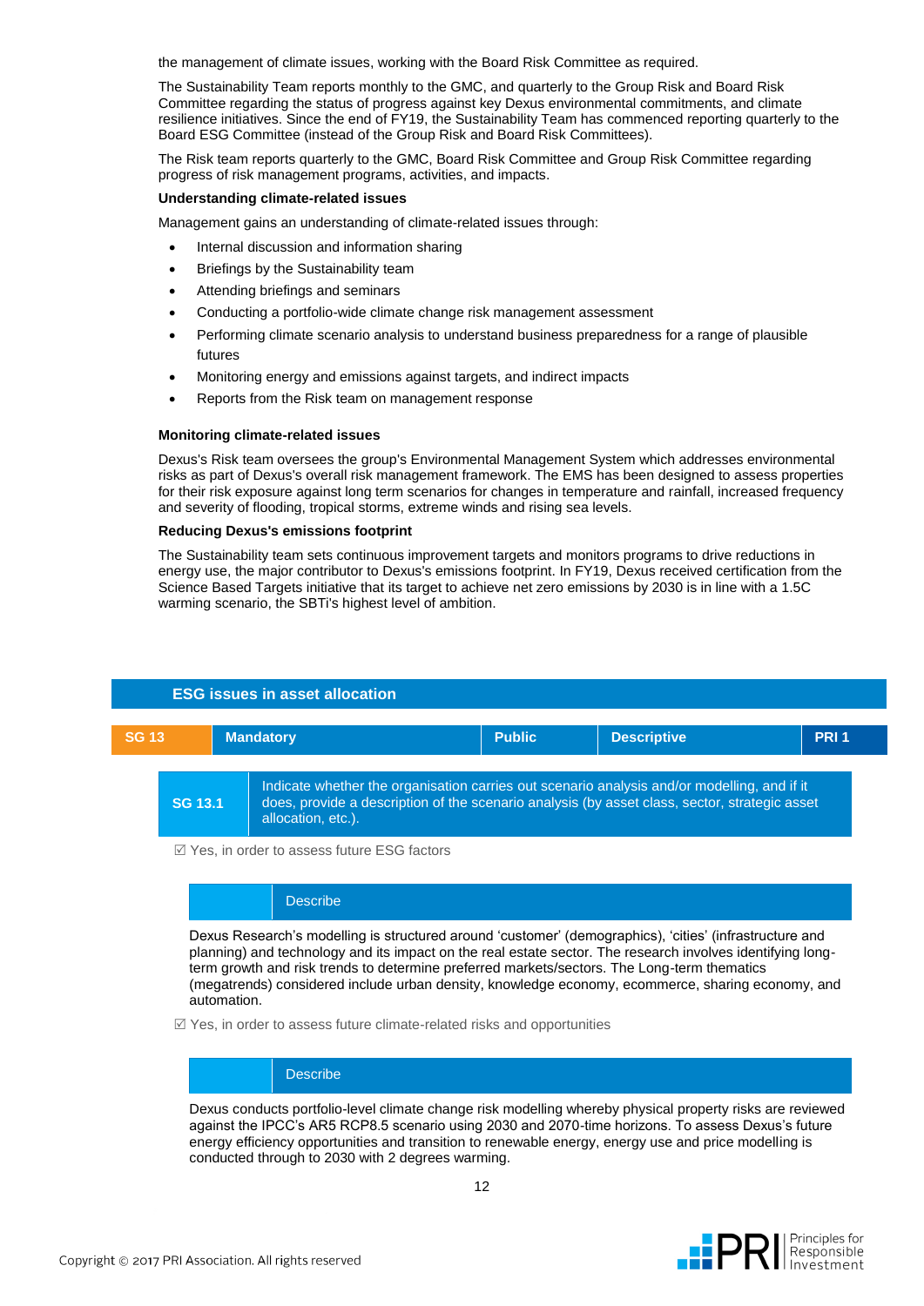the management of climate issues, working with the Board Risk Committee as required.

The Sustainability Team reports monthly to the GMC, and quarterly to the Group Risk and Board Risk Committee regarding the status of progress against key Dexus environmental commitments, and climate resilience initiatives. Since the end of FY19, the Sustainability Team has commenced reporting quarterly to the Board ESG Committee (instead of the Group Risk and Board Risk Committees).

The Risk team reports quarterly to the GMC, Board Risk Committee and Group Risk Committee regarding progress of risk management programs, activities, and impacts.

**Understanding climate-related issues**

Management gains an understanding of climate-related issues through:

- Internal discussion and information sharing
- Briefings by the Sustainability team
- Attending briefings and seminars
- Conducting a portfolio-wide climate change risk management assessment
- Performing climate scenario analysis to understand business preparedness for a range of plausible futures
- Monitoring energy and emissions against targets, and indirect impacts
- Reports from the Risk team on management response

**Monitoring climate-related issues**

Dexus's Risk team oversees the group's Environmental Management System which addresses environmental risks as part of Dexus's overall risk management framework. The EMS has been designed to assess properties for their risk exposure against long term scenarios for changes in temperature and rainfall, increased frequency and severity of flooding, tropical storms, extreme winds and rising sea levels.

**Reducing Dexus's emissions footprint**

The Sustainability team sets continuous improvement targets and monitors programs to drive reductions in energy use, the major contributor to Dexus's emissions footprint. In FY19, Dexus received certification from the Science Based Targets initiative that its target to achieve net zero emissions by 2030 is in line with a 1.5C warming scenario, the SBTi's highest level of ambition.

## ESG issues in asset allocation

| SG 13 | Mandatory | Public | Descriptive | PRI 1 |
|---|---|---|---|---|

| SG 13.1 | Indicate whether the organisation carries out scenario analysis and/or modelling, and if it does, provide a description of the scenario analysis (by asset class, sector, strategic asset allocation, etc.). |
|---|---|

☑ Yes, in order to assess future ESG factors

**Describe**

Dexus Research's modelling is structured around 'customer' (demographics), 'cities' (infrastructure and planning) and technology and its impact on the real estate sector. The research involves identifying long-term growth and risk trends to determine preferred markets/sectors. The Long-term thematics (megatrends) considered include urban density, knowledge economy, ecommerce, sharing economy, and automation.

☑ Yes, in order to assess future climate-related risks and opportunities

**Describe**

Dexus conducts portfolio-level climate change risk modelling whereby physical property risks are reviewed against the IPCC's AR5 RCP8.5 scenario using 2030 and 2070-time horizons. To assess Dexus's future energy efficiency opportunities and transition to renewable energy, energy use and price modelling is conducted through to 2030 with 2 degrees warming.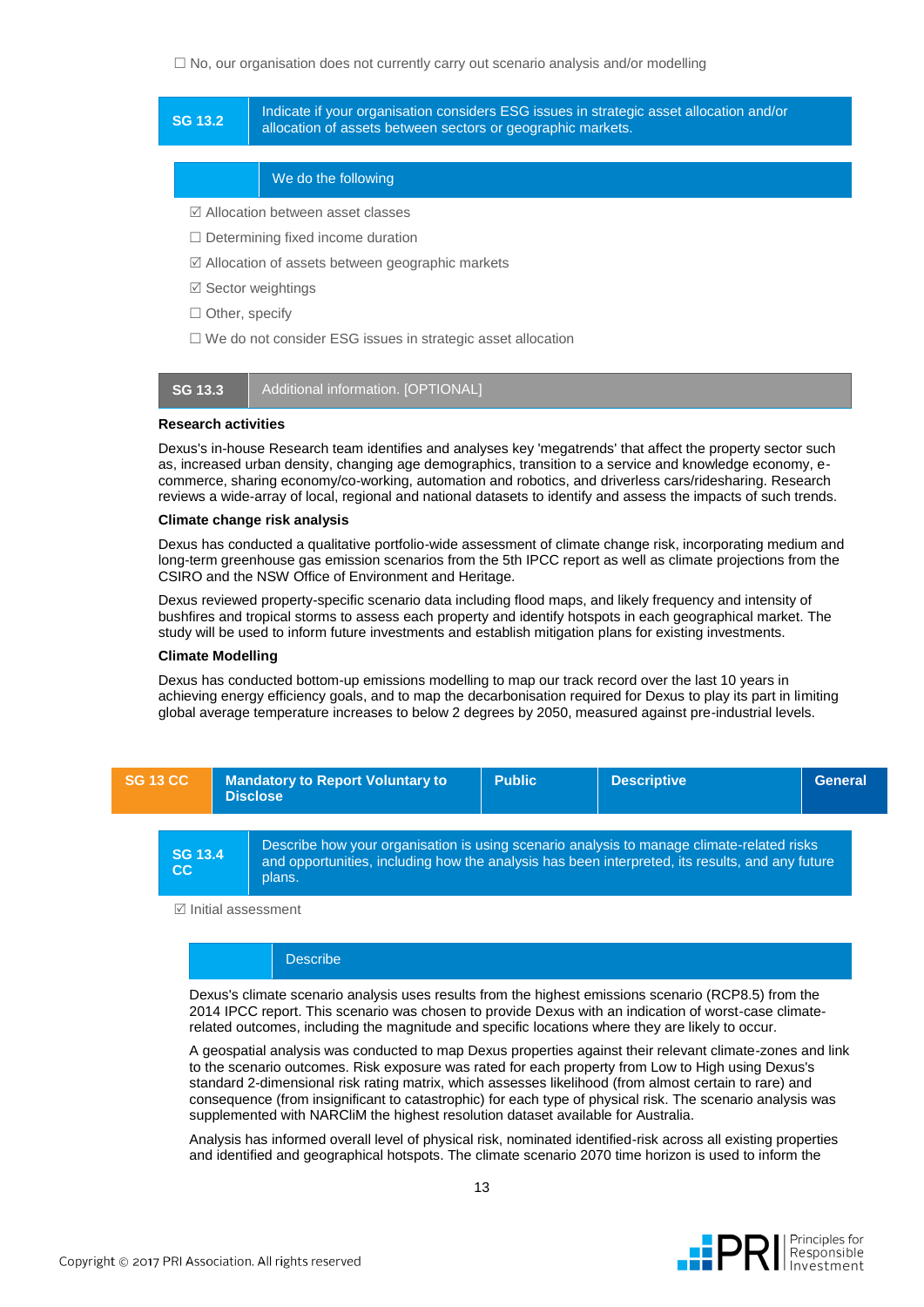☐ No, our organisation does not currently carry out scenario analysis and/or modelling

| SG 13.2 | Indicate if your organisation considers ESG issues in strategic asset allocation and/or allocation of assets between sectors or geographic markets. |
|---|---|

| | We do the following |
|---|---|

☑ Allocation between asset classes

☐ Determining fixed income duration

☑ Allocation of assets between geographic markets

☑ Sector weightings

☐ Other, specify

☐ We do not consider ESG issues in strategic asset allocation

| SG 13.3 | Additional information. [OPTIONAL] |
|---|---|

**Research activities**

Dexus's in-house Research team identifies and analyses key 'megatrends' that affect the property sector such as, increased urban density, changing age demographics, transition to a service and knowledge economy, e-commerce, sharing economy/co-working, automation and robotics, and driverless cars/ridesharing. Research reviews a wide-array of local, regional and national datasets to identify and assess the impacts of such trends.

**Climate change risk analysis**

Dexus has conducted a qualitative portfolio-wide assessment of climate change risk, incorporating medium and long-term greenhouse gas emission scenarios from the 5th IPCC report as well as climate projections from the CSIRO and the NSW Office of Environment and Heritage.

Dexus reviewed property-specific scenario data including flood maps, and likely frequency and intensity of bushfires and tropical storms to assess each property and identify hotspots in each geographical market. The study will be used to inform future investments and establish mitigation plans for existing investments.

**Climate Modelling**

Dexus has conducted bottom-up emissions modelling to map our track record over the last 10 years in achieving energy efficiency goals, and to map the decarbonisation required for Dexus to play its part in limiting global average temperature increases to below 2 degrees by 2050, measured against pre-industrial levels.

| SG 13 CC | Mandatory to Report Voluntary to Disclose | Public | Descriptive | General |
|---|---|---|---|---|

| SG 13.4 CC | Describe how your organisation is using scenario analysis to manage climate-related risks and opportunities, including how the analysis has been interpreted, its results, and any future plans. |
|---|---|

☑ Initial assessment

| | Describe |
|---|---|

Dexus's climate scenario analysis uses results from the highest emissions scenario (RCP8.5) from the 2014 IPCC report. This scenario was chosen to provide Dexus with an indication of worst-case climate-related outcomes, including the magnitude and specific locations where they are likely to occur.

A geospatial analysis was conducted to map Dexus properties against their relevant climate-zones and link to the scenario outcomes. Risk exposure was rated for each property from Low to High using Dexus's standard 2-dimensional risk rating matrix, which assesses likelihood (from almost certain to rare) and consequence (from insignificant to catastrophic) for each type of physical risk. The scenario analysis was supplemented with NARCliM the highest resolution dataset available for Australia.

Analysis has informed overall level of physical risk, nominated identified-risk across all existing properties and identified and geographical hotspots. The climate scenario 2070 time horizon is used to inform the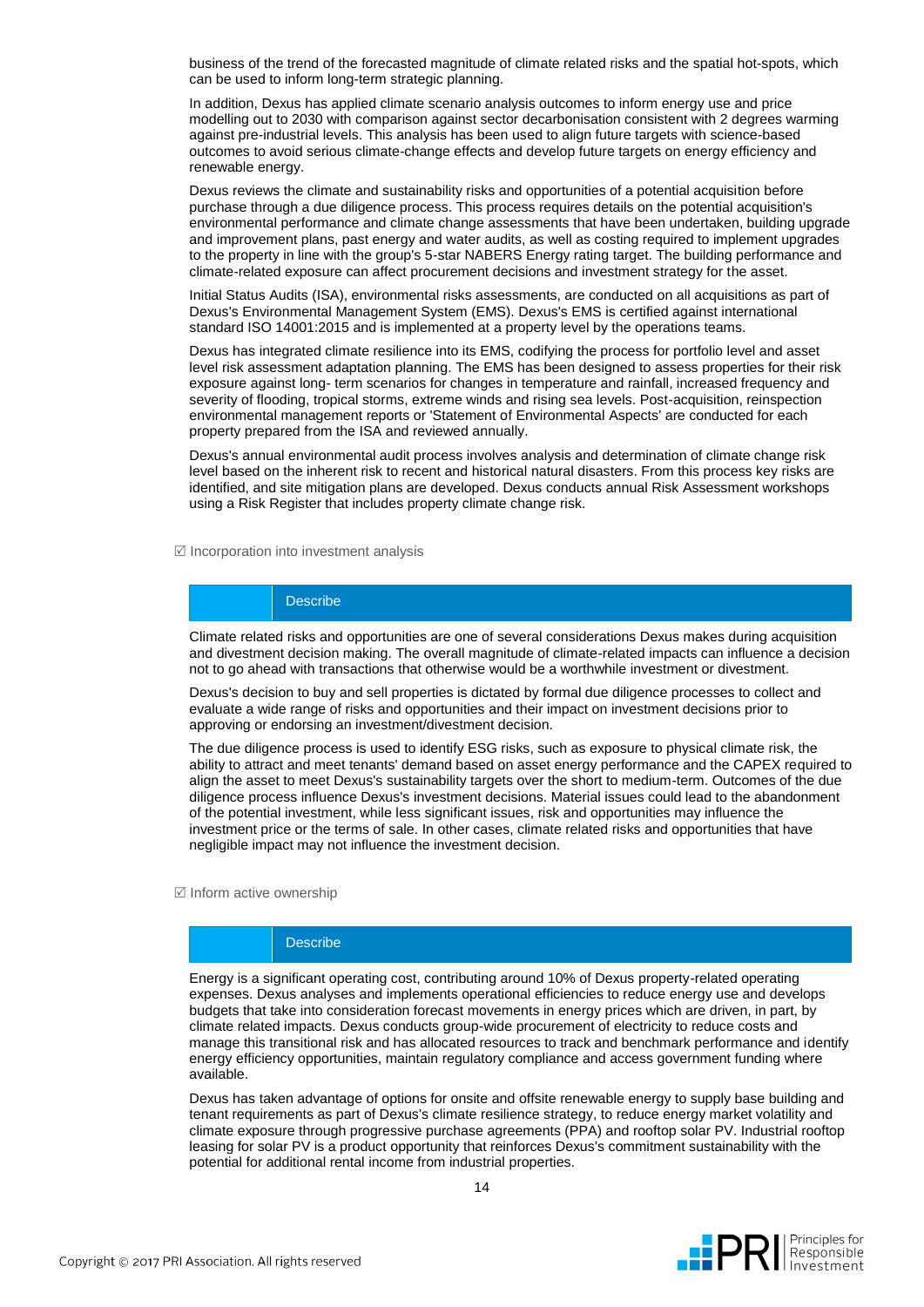business of the trend of the forecasted magnitude of climate related risks and the spatial hot-spots, which can be used to inform long-term strategic planning.

In addition, Dexus has applied climate scenario analysis outcomes to inform energy use and price modelling out to 2030 with comparison against sector decarbonisation consistent with 2 degrees warming against pre-industrial levels. This analysis has been used to align future targets with science-based outcomes to avoid serious climate-change effects and develop future targets on energy efficiency and renewable energy.

Dexus reviews the climate and sustainability risks and opportunities of a potential acquisition before purchase through a due diligence process. This process requires details on the potential acquisition's environmental performance and climate change assessments that have been undertaken, building upgrade and improvement plans, past energy and water audits, as well as costing required to implement upgrades to the property in line with the group's 5-star NABERS Energy rating target. The building performance and climate-related exposure can affect procurement decisions and investment strategy for the asset.

Initial Status Audits (ISA), environmental risks assessments, are conducted on all acquisitions as part of Dexus's Environmental Management System (EMS). Dexus's EMS is certified against international standard ISO 14001:2015 and is implemented at a property level by the operations teams.

Dexus has integrated climate resilience into its EMS, codifying the process for portfolio level and asset level risk assessment adaptation planning. The EMS has been designed to assess properties for their risk exposure against long- term scenarios for changes in temperature and rainfall, increased frequency and severity of flooding, tropical storms, extreme winds and rising sea levels. Post-acquisition, reinspection environmental management reports or 'Statement of Environmental Aspects' are conducted for each property prepared from the ISA and reviewed annually.

Dexus's annual environmental audit process involves analysis and determination of climate change risk level based on the inherent risk to recent and historical natural disasters. From this process key risks are identified, and site mitigation plans are developed. Dexus conducts annual Risk Assessment workshops using a Risk Register that includes property climate change risk.

☑ Incorporation into investment analysis

| | Describe |
|---|---|

Climate related risks and opportunities are one of several considerations Dexus makes during acquisition and divestment decision making. The overall magnitude of climate-related impacts can influence a decision not to go ahead with transactions that otherwise would be a worthwhile investment or divestment.

Dexus's decision to buy and sell properties is dictated by formal due diligence processes to collect and evaluate a wide range of risks and opportunities and their impact on investment decisions prior to approving or endorsing an investment/divestment decision.

The due diligence process is used to identify ESG risks, such as exposure to physical climate risk, the ability to attract and meet tenants' demand based on asset energy performance and the CAPEX required to align the asset to meet Dexus's sustainability targets over the short to medium-term. Outcomes of the due diligence process influence Dexus's investment decisions. Material issues could lead to the abandonment of the potential investment, while less significant issues, risk and opportunities may influence the investment price or the terms of sale. In other cases, climate related risks and opportunities that have negligible impact may not influence the investment decision.

☑ Inform active ownership

| | Describe |
|---|---|

Energy is a significant operating cost, contributing around 10% of Dexus property-related operating expenses. Dexus analyses and implements operational efficiencies to reduce energy use and develops budgets that take into consideration forecast movements in energy prices which are driven, in part, by climate related impacts. Dexus conducts group-wide procurement of electricity to reduce costs and manage this transitional risk and has allocated resources to track and benchmark performance and identify energy efficiency opportunities, maintain regulatory compliance and access government funding where available.

Dexus has taken advantage of options for onsite and offsite renewable energy to supply base building and tenant requirements as part of Dexus's climate resilience strategy, to reduce energy market volatility and climate exposure through progressive purchase agreements (PPA) and rooftop solar PV. Industrial rooftop leasing for solar PV is a product opportunity that reinforces Dexus's commitment sustainability with the potential for additional rental income from industrial properties.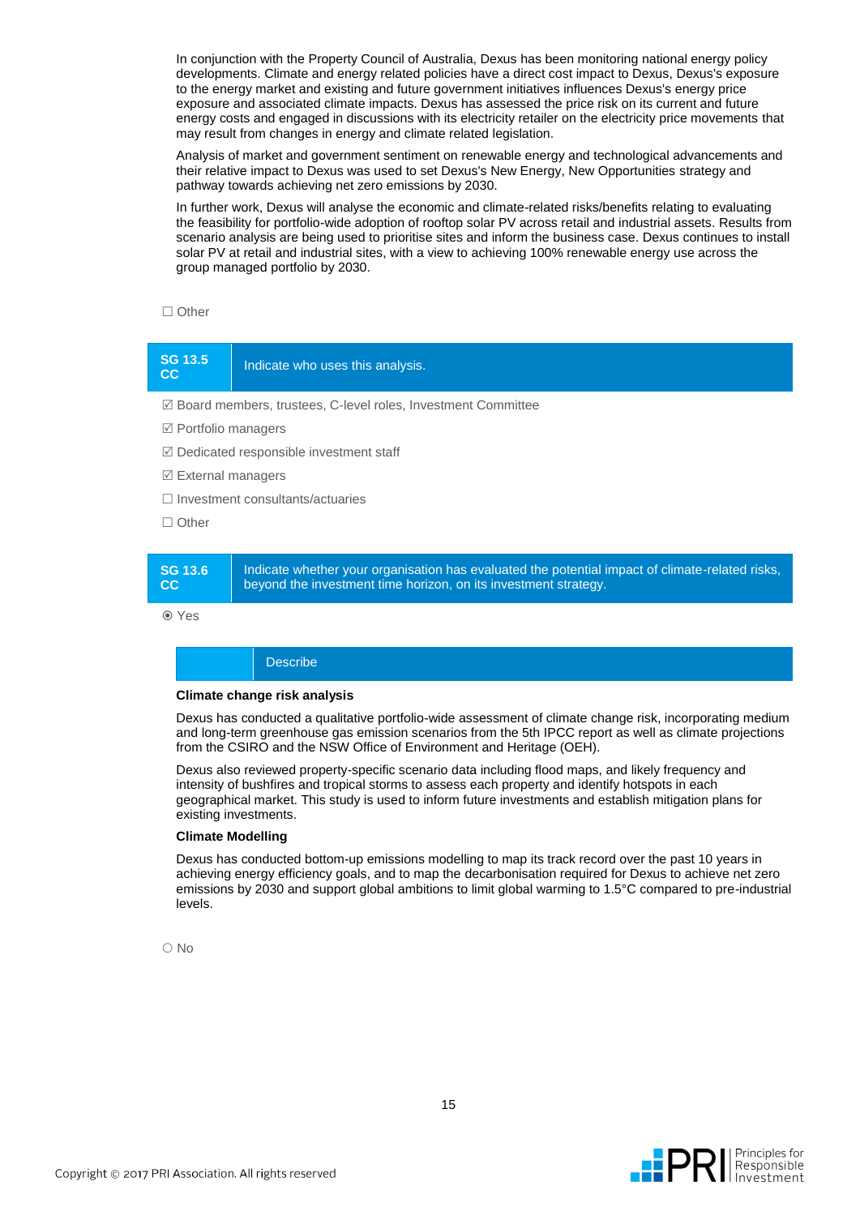In conjunction with the Property Council of Australia, Dexus has been monitoring national energy policy developments. Climate and energy related policies have a direct cost impact to Dexus, Dexus's exposure to the energy market and existing and future government initiatives influences Dexus's energy price exposure and associated climate impacts. Dexus has assessed the price risk on its current and future energy costs and engaged in discussions with its electricity retailer on the electricity price movements that may result from changes in energy and climate related legislation.

Analysis of market and government sentiment on renewable energy and technological advancements and their relative impact to Dexus was used to set Dexus's New Energy, New Opportunities strategy and pathway towards achieving net zero emissions by 2030.

In further work, Dexus will analyse the economic and climate-related risks/benefits relating to evaluating the feasibility for portfolio-wide adoption of rooftop solar PV across retail and industrial assets. Results from scenario analysis are being used to prioritise sites and inform the business case. Dexus continues to install solar PV at retail and industrial sites, with a view to achieving 100% renewable energy use across the group managed portfolio by 2030.

☐ Other

| SG 13.5 CC | Indicate who uses this analysis. |
|---|---|

☑ Board members, trustees, C-level roles, Investment Committee

☑ Portfolio managers

☑ Dedicated responsible investment staff

☑ External managers

☐ Investment consultants/actuaries

☐ Other

| SG 13.6 CC | Indicate whether your organisation has evaluated the potential impact of climate-related risks, beyond the investment time horizon, on its investment strategy. |
|---|---|

◉ Yes

Describe

**Climate change risk analysis**

Dexus has conducted a qualitative portfolio-wide assessment of climate change risk, incorporating medium and long-term greenhouse gas emission scenarios from the 5th IPCC report as well as climate projections from the CSIRO and the NSW Office of Environment and Heritage (OEH).

Dexus also reviewed property-specific scenario data including flood maps, and likely frequency and intensity of bushfires and tropical storms to assess each property and identify hotspots in each geographical market. This study is used to inform future investments and establish mitigation plans for existing investments.

**Climate Modelling**

Dexus has conducted bottom-up emissions modelling to map its track record over the past 10 years in achieving energy efficiency goals, and to map the decarbonisation required for Dexus to achieve net zero emissions by 2030 and support global ambitions to limit global warming to 1.5°C compared to pre-industrial levels.

○ No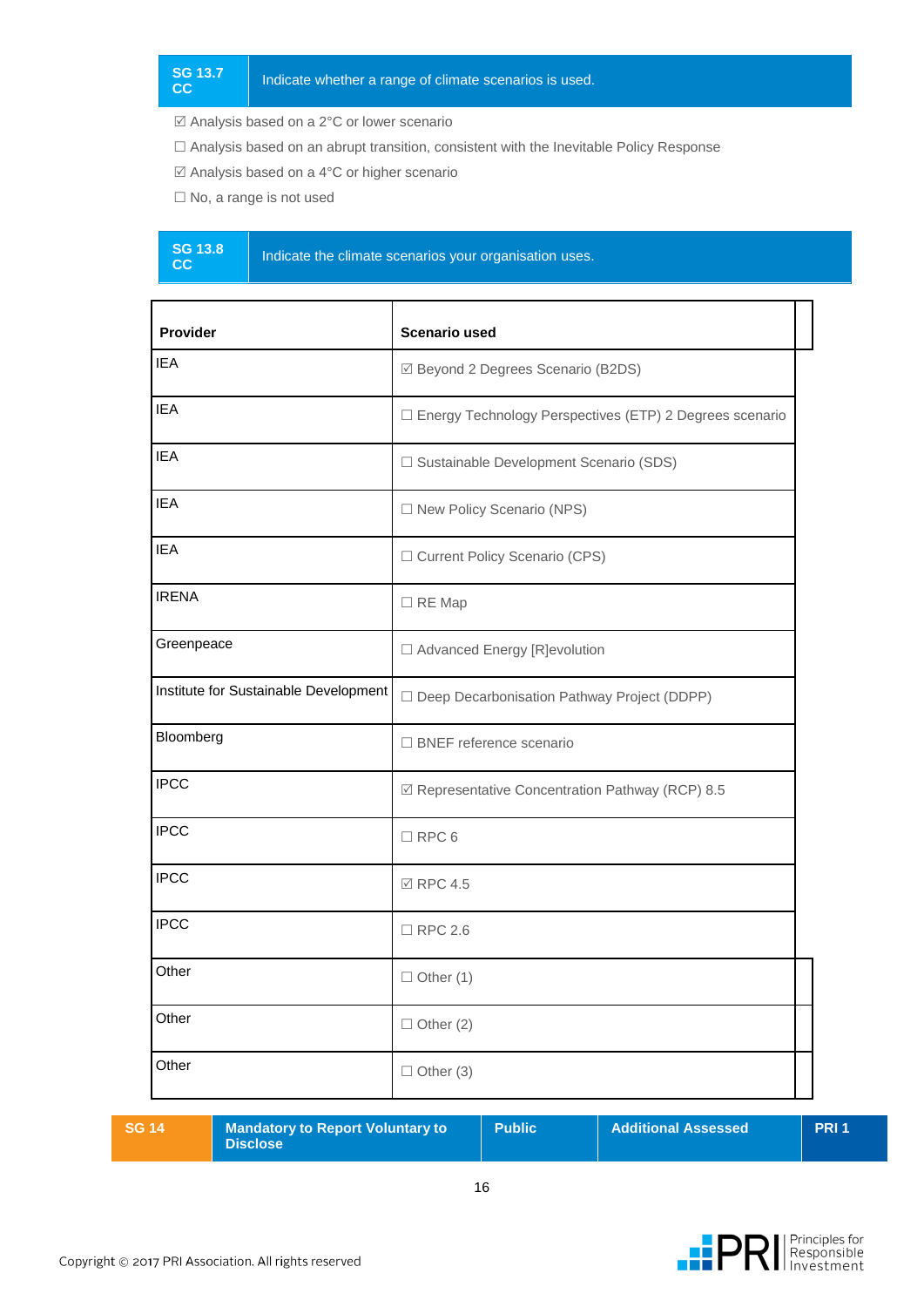| SG 13.7 CC | Indicate whether a range of climate scenarios is used. |
|---|---|

☑ Analysis based on a 2°C or lower scenario

☐ Analysis based on an abrupt transition, consistent with the Inevitable Policy Response

☑ Analysis based on a 4°C or higher scenario

☐ No, a range is not used

| SG 13.8 CC | Indicate the climate scenarios your organisation uses. |
|---|---|

| Provider | Scenario used |
|---|---|
| IEA | ☑ Beyond 2 Degrees Scenario (B2DS) |
| IEA | ☐ Energy Technology Perspectives (ETP) 2 Degrees scenario |
| IEA | ☐ Sustainable Development Scenario (SDS) |
| IEA | ☐ New Policy Scenario (NPS) |
| IEA | ☐ Current Policy Scenario (CPS) |
| IRENA | ☐ RE Map |
| Greenpeace | ☐ Advanced Energy [R]evolution |
| Institute for Sustainable Development | ☐ Deep Decarbonisation Pathway Project (DDPP) |
| Bloomberg | ☐ BNEF reference scenario |
| IPCC | ☑ Representative Concentration Pathway (RCP) 8.5 |
| IPCC | ☐ RPC 6 |
| IPCC | ☑ RPC 4.5 |
| IPCC | ☐ RPC 2.6 |
| Other | ☐ Other (1) |
| Other | ☐ Other (2) |
| Other | ☐ Other (3) |

| SG 14 | Mandatory to Report Voluntary to Disclose | Public | Additional Assessed | PRI 1 |
|---|---|---|---|---|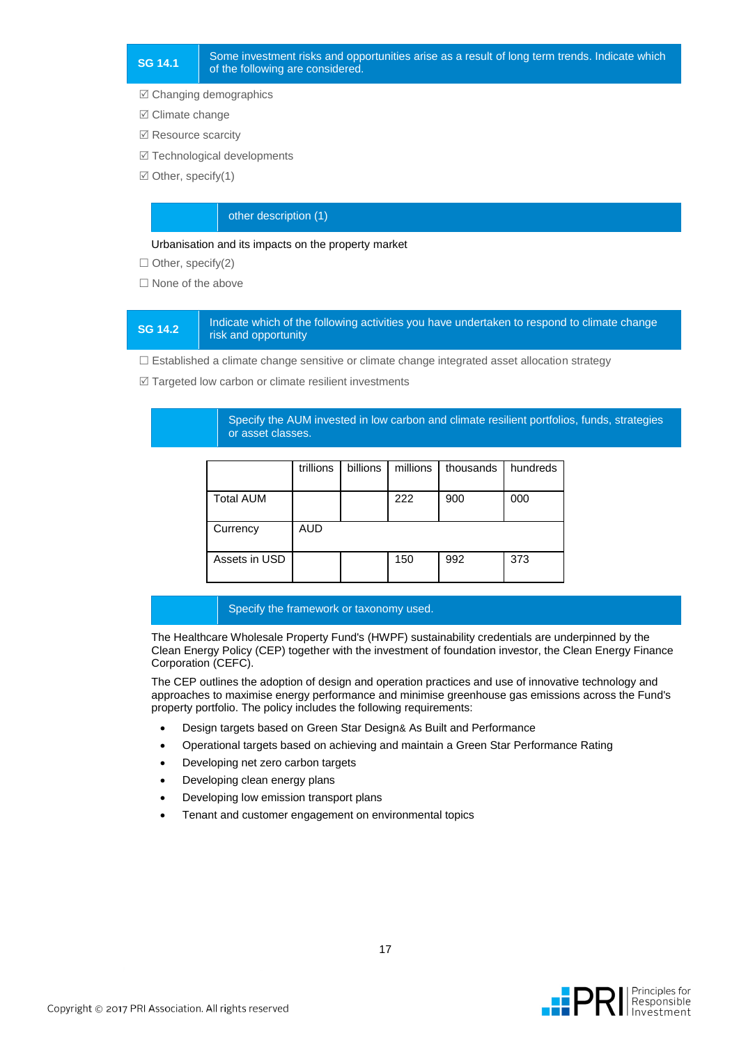| SG 14.1 | Some investment risks and opportunities arise as a result of long term trends. Indicate which of the following are considered. |
|---|---|

☑ Changing demographics

☑ Climate change

☑ Resource scarcity

☑ Technological developments

☑ Other, specify(1)

| | other description (1) |
|---|---|

Urbanisation and its impacts on the property market

☐ Other, specify(2)

☐ None of the above

| SG 14.2 | Indicate which of the following activities you have undertaken to respond to climate change risk and opportunity |
|---|---|

☐ Established a climate change sensitive or climate change integrated asset allocation strategy

☑ Targeted low carbon or climate resilient investments

| | Specify the AUM invested in low carbon and climate resilient portfolios, funds, strategies or asset classes. |
|---|---|

| | trillions | billions | millions | thousands | hundreds |
|---|---|---|---|---|---|
| Total AUM | | | 222 | 900 | 000 |
| Currency | AUD | | | | |
| Assets in USD | | | 150 | 992 | 373 |

| | Specify the framework or taxonomy used. |
|---|---|

The Healthcare Wholesale Property Fund's (HWPF) sustainability credentials are underpinned by the Clean Energy Policy (CEP) together with the investment of foundation investor, the Clean Energy Finance Corporation (CEFC).

The CEP outlines the adoption of design and operation practices and use of innovative technology and approaches to maximise energy performance and minimise greenhouse gas emissions across the Fund's property portfolio. The policy includes the following requirements:

- Design targets based on Green Star Design& As Built and Performance
- Operational targets based on achieving and maintain a Green Star Performance Rating
- Developing net zero carbon targets
- Developing clean energy plans
- Developing low emission transport plans
- Tenant and customer engagement on environmental topics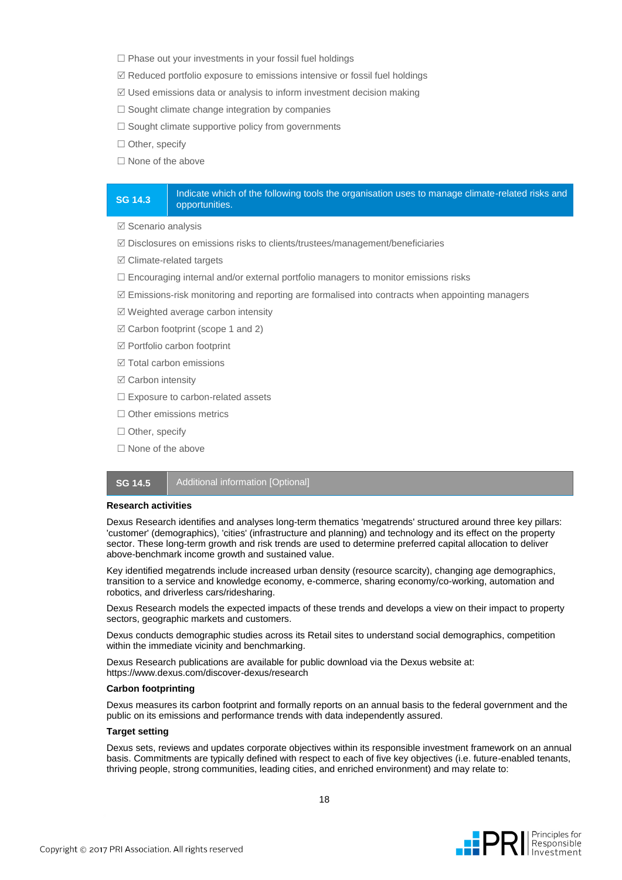☐ Phase out your investments in your fossil fuel holdings

☑ Reduced portfolio exposure to emissions intensive or fossil fuel holdings

☑ Used emissions data or analysis to inform investment decision making

☐ Sought climate change integration by companies

☐ Sought climate supportive policy from governments

☐ Other, specify

☐ None of the above

| SG 14.3 | Indicate which of the following tools the organisation uses to manage climate-related risks and opportunities. |
|---|---|

☑ Scenario analysis

☑ Disclosures on emissions risks to clients/trustees/management/beneficiaries

☑ Climate-related targets

☐ Encouraging internal and/or external portfolio managers to monitor emissions risks

☑ Emissions-risk monitoring and reporting are formalised into contracts when appointing managers

☑ Weighted average carbon intensity

☑ Carbon footprint (scope 1 and 2)

☑ Portfolio carbon footprint

☑ Total carbon emissions

☑ Carbon intensity

☐ Exposure to carbon-related assets

☐ Other emissions metrics

☐ Other, specify

☐ None of the above

| SG 14.5 | Additional information [Optional] |
|---|---|

**Research activities**

Dexus Research identifies and analyses long-term thematics 'megatrends' structured around three key pillars: 'customer' (demographics), 'cities' (infrastructure and planning) and technology and its effect on the property sector. These long-term growth and risk trends are used to determine preferred capital allocation to deliver above-benchmark income growth and sustained value.

Key identified megatrends include increased urban density (resource scarcity), changing age demographics, transition to a service and knowledge economy, e-commerce, sharing economy/co-working, automation and robotics, and driverless cars/ridesharing.

Dexus Research models the expected impacts of these trends and develops a view on their impact to property sectors, geographic markets and customers.

Dexus conducts demographic studies across its Retail sites to understand social demographics, competition within the immediate vicinity and benchmarking.

Dexus Research publications are available for public download via the Dexus website at: https://www.dexus.com/discover-dexus/research

**Carbon footprinting**

Dexus measures its carbon footprint and formally reports on an annual basis to the federal government and the public on its emissions and performance trends with data independently assured.

**Target setting**

Dexus sets, reviews and updates corporate objectives within its responsible investment framework on an annual basis. Commitments are typically defined with respect to each of five key objectives (i.e. future-enabled tenants, thriving people, strong communities, leading cities, and enriched environment) and may relate to: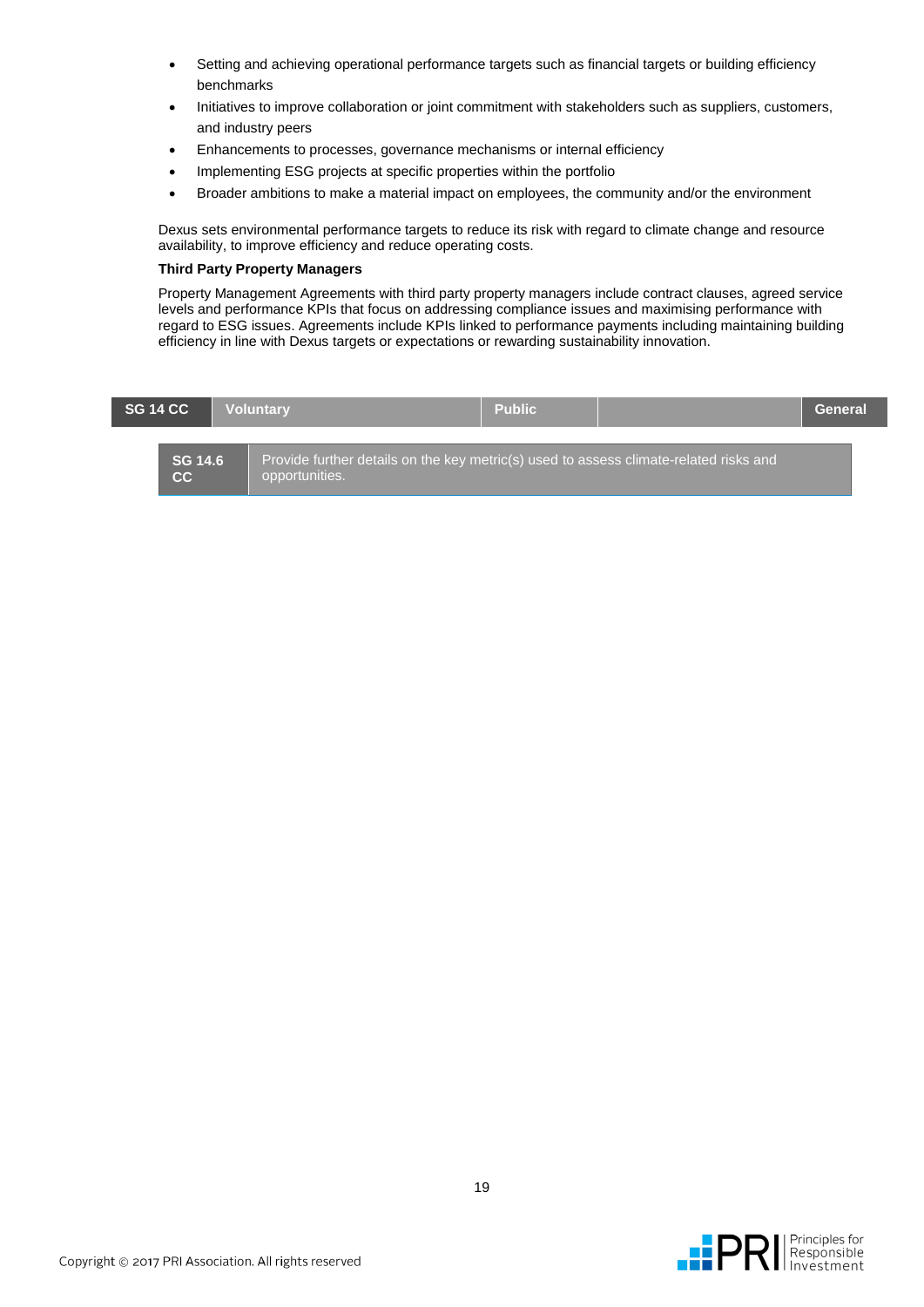- Setting and achieving operational performance targets such as financial targets or building efficiency benchmarks
- Initiatives to improve collaboration or joint commitment with stakeholders such as suppliers, customers, and industry peers
- Enhancements to processes, governance mechanisms or internal efficiency
- Implementing ESG projects at specific properties within the portfolio
- Broader ambitions to make a material impact on employees, the community and/or the environment

Dexus sets environmental performance targets to reduce its risk with regard to climate change and resource availability, to improve efficiency and reduce operating costs.

**Third Party Property Managers**

Property Management Agreements with third party property managers include contract clauses, agreed service levels and performance KPIs that focus on addressing compliance issues and maximising performance with regard to ESG issues. Agreements include KPIs linked to performance payments including maintaining building efficiency in line with Dexus targets or expectations or rewarding sustainability innovation.

| SG 14 CC | Voluntary | Public | | General |
|---|---|---|---|---|

| SG 14.6 CC | Provide further details on the key metric(s) used to assess climate-related risks and opportunities. |
|---|---|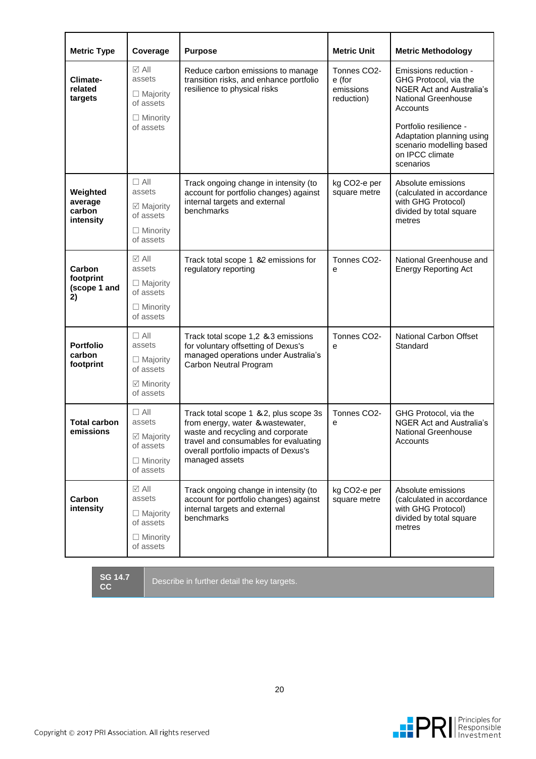| Metric Type | Coverage | Purpose | Metric Unit | Metric Methodology |
|---|---|---|---|---|
| **Climate-related targets** | ☑ All assets<br>☐ Majority of assets<br>☐ Minority of assets | Reduce carbon emissions to manage transition risks, and enhance portfolio resilience to physical risks | Tonnes CO2-e (for emissions reduction) | Emissions reduction - GHG Protocol, via the NGER Act and Australia's National Greenhouse Accounts<br><br>Portfolio resilience - Adaptation planning using scenario modelling based on IPCC climate scenarios |
| **Weighted average carbon intensity** | ☐ All assets<br>☑ Majority of assets<br>☐ Minority of assets | Track ongoing change in intensity (to account for portfolio changes) against internal targets and external benchmarks | kg CO2-e per square metre | Absolute emissions (calculated in accordance with GHG Protocol) divided by total square metres |
| **Carbon footprint (scope 1 and 2)** | ☑ All assets<br>☐ Majority of assets<br>☐ Minority of assets | Track total scope 1 &2 emissions for regulatory reporting | Tonnes CO2-e | National Greenhouse and Energy Reporting Act |
| **Portfolio carbon footprint** | ☐ All assets<br>☐ Majority of assets<br>☑ Minority of assets | Track total scope 1,2 &3 emissions for voluntary offsetting of Dexus's managed operations under Australia's Carbon Neutral Program | Tonnes CO2-e | National Carbon Offset Standard |
| **Total carbon emissions** | ☐ All assets<br>☑ Majority of assets<br>☐ Minority of assets | Track total scope 1 &2, plus scope 3s from energy, water &wastewater, waste and recycling and corporate travel and consumables for evaluating overall portfolio impacts of Dexus's managed assets | Tonnes CO2-e | GHG Protocol, via the NGER Act and Australia's National Greenhouse Accounts |
| **Carbon intensity** | ☑ All assets<br>☐ Majority of assets<br>☐ Minority of assets | Track ongoing change in intensity (to account for portfolio changes) against internal targets and external benchmarks | kg CO2-e per square metre | Absolute emissions (calculated in accordance with GHG Protocol) divided by total square metres |

| SG 14.7 CC | Describe in further detail the key targets. |
|---|---|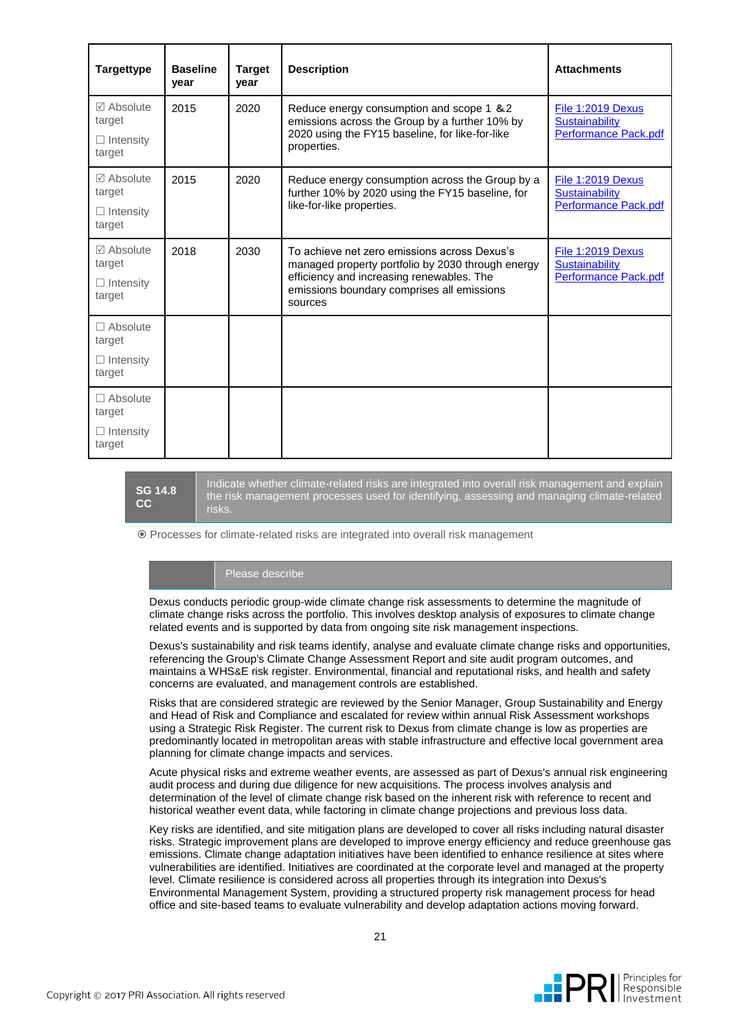| Targettype | Baseline year | Target year | Description | Attachments |
|---|---|---|---|---|
| ☑ Absolute target<br>☐ Intensity target | 2015 | 2020 | Reduce energy consumption and scope 1 &2 emissions across the Group by a further 10% by 2020 using the FY15 baseline, for like-for-like properties. | File 1:2019 Dexus Sustainability Performance Pack.pdf |
| ☑ Absolute target<br>☐ Intensity target | 2015 | 2020 | Reduce energy consumption across the Group by a further 10% by 2020 using the FY15 baseline, for like-for-like properties. | File 1:2019 Dexus Sustainability Performance Pack.pdf |
| ☑ Absolute target<br>☐ Intensity target | 2018 | 2030 | To achieve net zero emissions across Dexus's managed property portfolio by 2030 through energy efficiency and increasing renewables. The emissions boundary comprises all emissions sources | File 1:2019 Dexus Sustainability Performance Pack.pdf |
| ☐ Absolute target<br>☐ Intensity target | | | | |
| ☐ Absolute target<br>☐ Intensity target | | | | |

| SG 14.8 CC | Indicate whether climate-related risks are integrated into overall risk management and explain the risk management processes used for identifying, assessing and managing climate-related risks. |
|---|---|

⦿ Processes for climate-related risks are integrated into overall risk management

| | Please describe |
|---|---|

Dexus conducts periodic group-wide climate change risk assessments to determine the magnitude of climate change risks across the portfolio. This involves desktop analysis of exposures to climate change related events and is supported by data from ongoing site risk management inspections.

Dexus's sustainability and risk teams identify, analyse and evaluate climate change risks and opportunities, referencing the Group's Climate Change Assessment Report and site audit program outcomes, and maintains a WHS&E risk register. Environmental, financial and reputational risks, and health and safety concerns are evaluated, and management controls are established.

Risks that are considered strategic are reviewed by the Senior Manager, Group Sustainability and Energy and Head of Risk and Compliance and escalated for review within annual Risk Assessment workshops using a Strategic Risk Register. The current risk to Dexus from climate change is low as properties are predominantly located in metropolitan areas with stable infrastructure and effective local government area planning for climate change impacts and services.

Acute physical risks and extreme weather events, are assessed as part of Dexus's annual risk engineering audit process and during due diligence for new acquisitions. The process involves analysis and determination of the level of climate change risk based on the inherent risk with reference to recent and historical weather event data, while factoring in climate change projections and previous loss data.

Key risks are identified, and site mitigation plans are developed to cover all risks including natural disaster risks. Strategic improvement plans are developed to improve energy efficiency and reduce greenhouse gas emissions. Climate change adaptation initiatives have been identified to enhance resilience at sites where vulnerabilities are identified. Initiatives are coordinated at the corporate level and managed at the property level. Climate resilience is considered across all properties through its integration into Dexus's Environmental Management System, providing a structured property risk management process for head office and site-based teams to evaluate vulnerability and develop adaptation actions moving forward.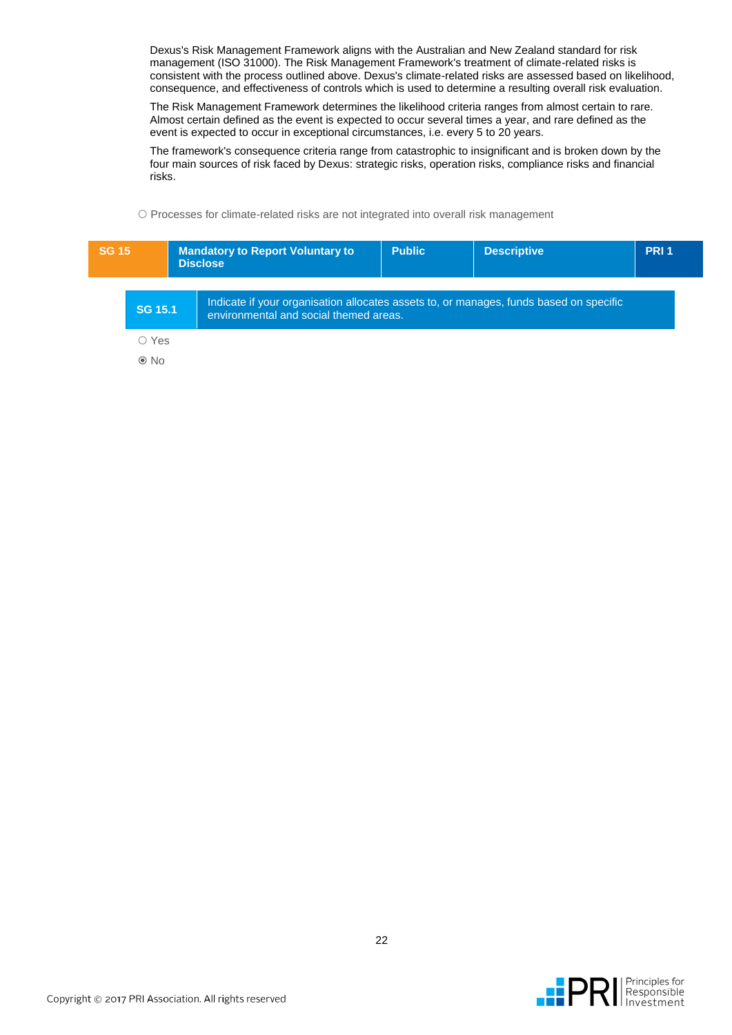Dexus's Risk Management Framework aligns with the Australian and New Zealand standard for risk management (ISO 31000). The Risk Management Framework's treatment of climate-related risks is consistent with the process outlined above. Dexus's climate-related risks are assessed based on likelihood, consequence, and effectiveness of controls which is used to determine a resulting overall risk evaluation.

The Risk Management Framework determines the likelihood criteria ranges from almost certain to rare. Almost certain defined as the event is expected to occur several times a year, and rare defined as the event is expected to occur in exceptional circumstances, i.e. every 5 to 20 years.

The framework's consequence criteria range from catastrophic to insignificant and is broken down by the four main sources of risk faced by Dexus: strategic risks, operation risks, compliance risks and financial risks.

○ Processes for climate-related risks are not integrated into overall risk management

| SG 15 | Mandatory to Report Voluntary to Disclose | Public | Descriptive | PRI 1 |
|---|---|---|---|---|

| SG 15.1 | Indicate if your organisation allocates assets to, or manages, funds based on specific environmental and social themed areas. |
|---|---|

○ Yes

◉ No